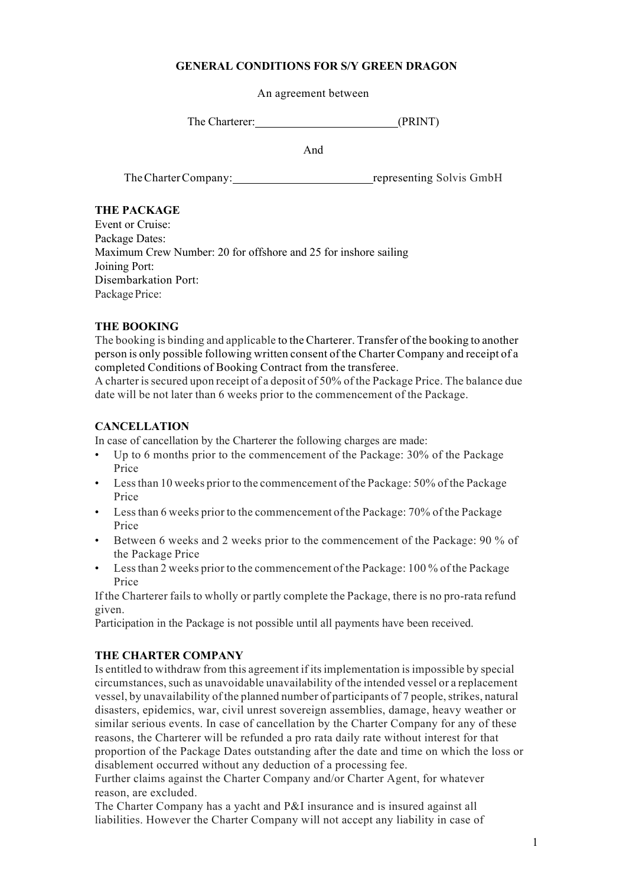**GENERAL CONDITIONS FOR S/Y GREEN DRAGON**

An agreement between

The Charterer:\_\_\_\_\_\_\_\_\_\_\_\_\_\_\_\_\_\_\_\_\_\_\_\_(PRINT)

And

The Charter Company:\_\_\_\_\_\_\_\_\_\_\_\_\_\_\_\_\_\_\_\_\_\_\_\_representing Solvis GmbH

**THE PACKAGE**

Event or Cruise:
Package Dates:
Maximum Crew Number: 20 for offshore and 25 for inshore sailing
Joining Port:
Disembarkation Port:
Package Price:

**THE BOOKING**

The booking is binding and applicable to the Charterer. Transfer of the booking to another person is only possible following written consent of the Charter Company and receipt of a completed Conditions of Booking Contract from the transferee.
A charter is secured upon receipt of a deposit of 50% of the Package Price. The balance due date will be not later than 6 weeks prior to the commencement of the Package.

**CANCELLATION**

In case of cancellation by the Charterer the following charges are made:

- Up to 6 months prior to the commencement of the Package: 30% of the Package Price
- Less than 10 weeks prior to the commencement of the Package: 50% of the Package Price
- Less than 6 weeks prior to the commencement of the Package: 70% of the Package Price
- Between 6 weeks and 2 weeks prior to the commencement of the Package: 90 % of the Package Price
- Less than 2 weeks prior to the commencement of the Package: 100 % of the Package Price

If the Charterer fails to wholly or partly complete the Package, there is no pro-rata refund given.
Participation in the Package is not possible until all payments have been received.

**THE CHARTER COMPANY**

Is entitled to withdraw from this agreement if its implementation is impossible by special circumstances, such as unavoidable unavailability of the intended vessel or a replacement vessel, by unavailability of the planned number of participants of 7 people, strikes, natural disasters, epidemics, war, civil unrest sovereign assemblies, damage, heavy weather or similar serious events. In case of cancellation by the Charter Company for any of these reasons, the Charterer will be refunded a pro rata daily rate without interest for that proportion of the Package Dates outstanding after the date and time on which the loss or disablement occurred without any deduction of a processing fee.
Further claims against the Charter Company and/or Charter Agent, for whatever reason, are excluded.
The Charter Company has a yacht and P&I insurance and is insured against all liabilities. However the Charter Company will not accept any liability in case of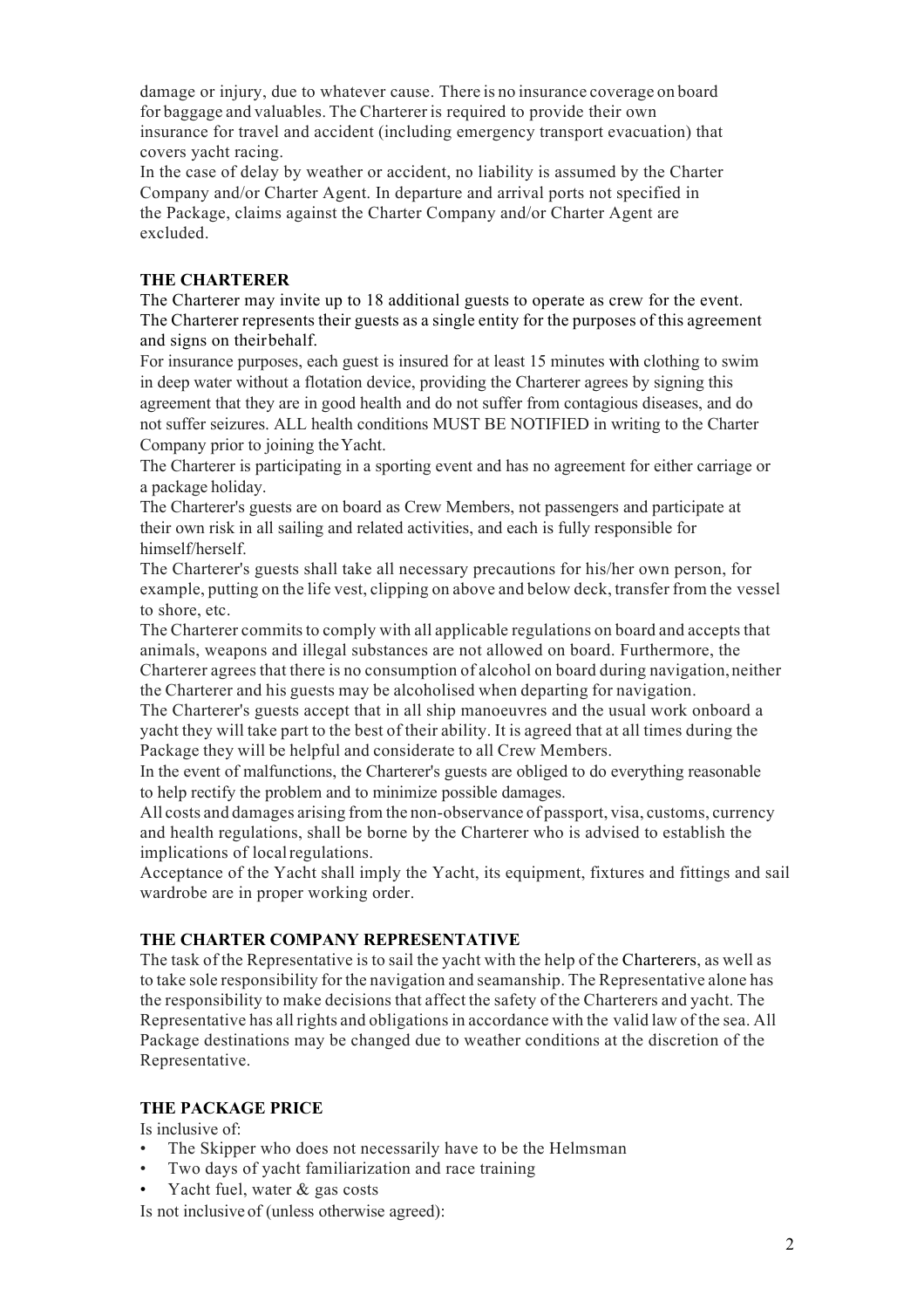damage or injury, due to whatever cause. There is no insurance coverage on board for baggage and valuables. The Charterer is required to provide their own insurance for travel and accident (including emergency transport evacuation) that covers yacht racing.

In the case of delay by weather or accident, no liability is assumed by the Charter Company and/or Charter Agent. In departure and arrival ports not specified in the Package, claims against the Charter Company and/or Charter Agent are excluded.

## THE CHARTERER

The Charterer may invite up to 18 additional guests to operate as crew for the event. The Charterer represents their guests as a single entity for the purposes of this agreement and signs on their behalf.

For insurance purposes, each guest is insured for at least 15 minutes with clothing to swim in deep water without a flotation device, providing the Charterer agrees by signing this agreement that they are in good health and do not suffer from contagious diseases, and do not suffer seizures. ALL health conditions MUST BE NOTIFIED in writing to the Charter Company prior to joining the Yacht.

The Charterer is participating in a sporting event and has no agreement for either carriage or a package holiday.

The Charterer's guests are on board as Crew Members, not passengers and participate at their own risk in all sailing and related activities, and each is fully responsible for himself/herself.

The Charterer's guests shall take all necessary precautions for his/her own person, for example, putting on the life vest, clipping on above and below deck, transfer from the vessel to shore, etc.

The Charterer commits to comply with all applicable regulations on board and accepts that animals, weapons and illegal substances are not allowed on board. Furthermore, the Charterer agrees that there is no consumption of alcohol on board during navigation, neither the Charterer and his guests may be alcoholised when departing for navigation.

The Charterer's guests accept that in all ship manoeuvres and the usual work onboard a yacht they will take part to the best of their ability. It is agreed that at all times during the Package they will be helpful and considerate to all Crew Members.

In the event of malfunctions, the Charterer's guests are obliged to do everything reasonable to help rectify the problem and to minimize possible damages.

All costs and damages arising from the non-observance of passport, visa, customs, currency and health regulations, shall be borne by the Charterer who is advised to establish the implications of local regulations.

Acceptance of the Yacht shall imply the Yacht, its equipment, fixtures and fittings and sail wardrobe are in proper working order.

## THE CHARTER COMPANY REPRESENTATIVE

The task of the Representative is to sail the yacht with the help of the Charterers, as well as to take sole responsibility for the navigation and seamanship. The Representative alone has the responsibility to make decisions that affect the safety of the Charterers and yacht. The Representative has all rights and obligations in accordance with the valid law of the sea. All Package destinations may be changed due to weather conditions at the discretion of the Representative.

## THE PACKAGE PRICE

Is inclusive of:

- The Skipper who does not necessarily have to be the Helmsman
- Two days of yacht familiarization and race training
- Yacht fuel, water & gas costs

Is not inclusive of (unless otherwise agreed):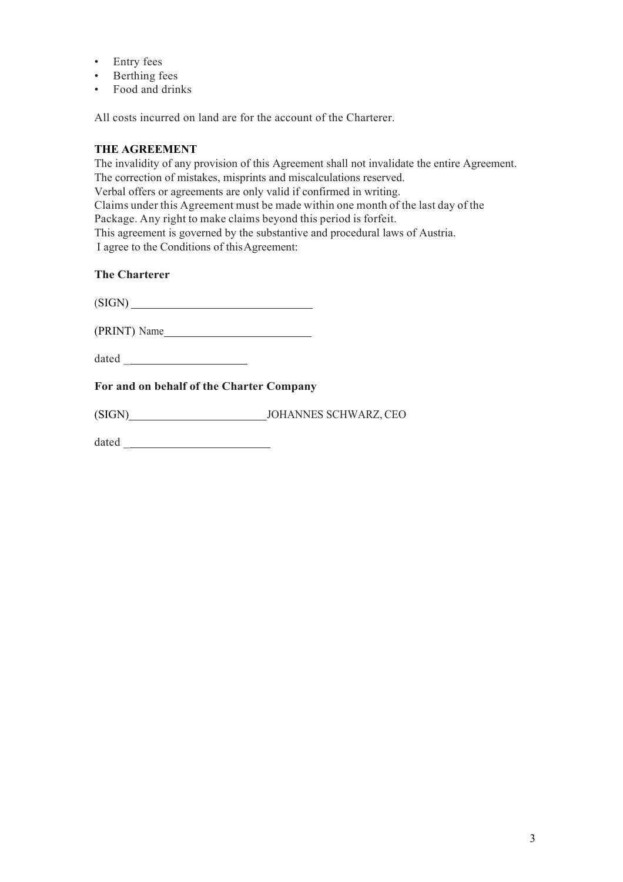- Entry fees
- Berthing fees
- Food and drinks

All costs incurred on land are for the account of the Charterer.

**THE AGREEMENT**

The invalidity of any provision of this Agreement shall not invalidate the entire Agreement.
The correction of mistakes, misprints and miscalculations reserved.
Verbal offers or agreements are only valid if confirmed in writing.
Claims under this Agreement must be made within one month of the last day of the Package. Any right to make claims beyond this period is forfeit.
This agreement is governed by the substantive and procedural laws of Austria.
I agree to the Conditions of this Agreement:

**The Charterer**

(SIGN) ______________________________

(PRINT) Name ________________________

dated ____________________

**For and on behalf of the Charter Company**

(SIGN) ______________________ JOHANNES SCHWARZ, CEO

dated ________________________